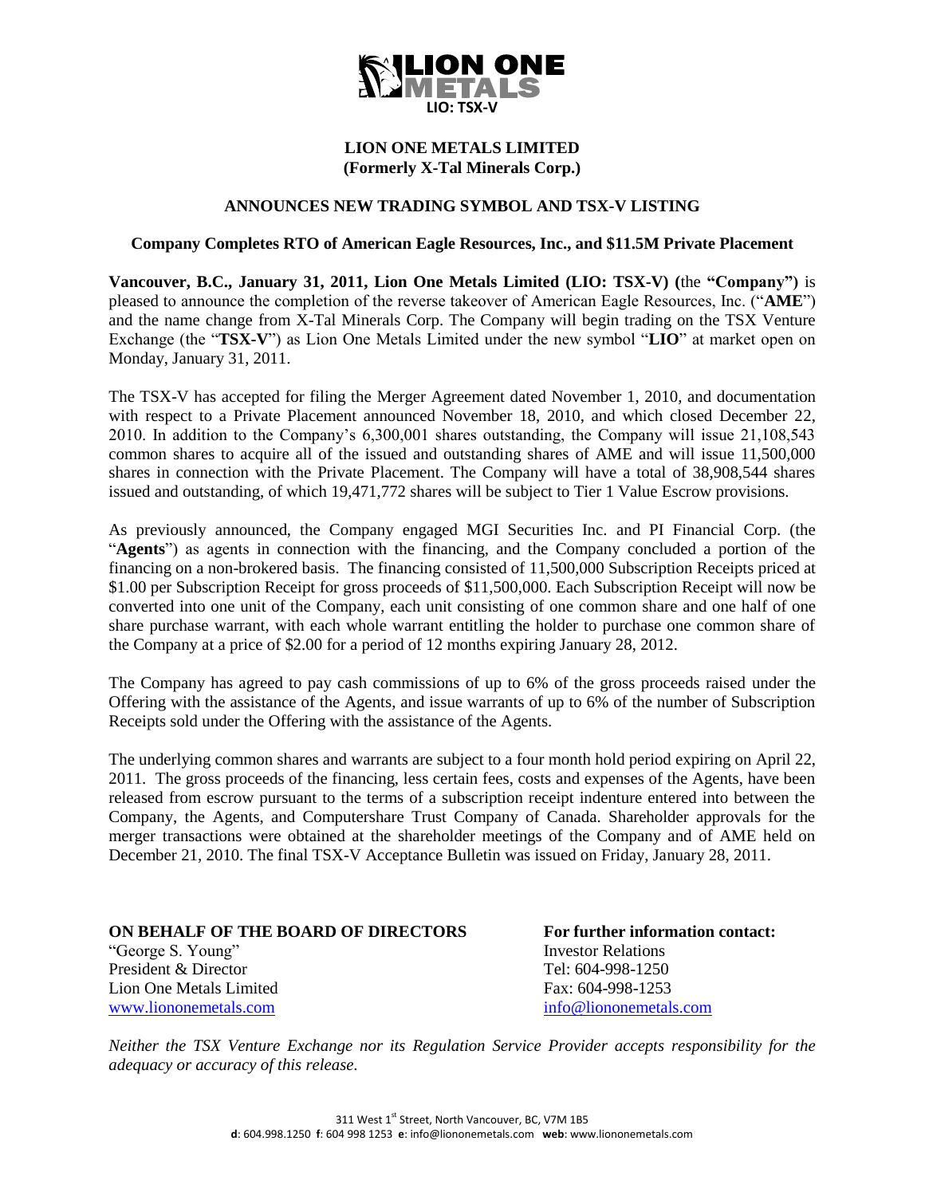LION ONE METALS
LIO: TSX-V

# LION ONE METALS LIMITED
## (Formerly X-Tal Minerals Corp.)

### ANNOUNCES NEW TRADING SYMBOL AND TSX-V LISTING

**Company Completes RTO of American Eagle Resources, Inc., and $11.5M Private Placement**

**Vancouver, B.C., January 31, 2011, Lion One Metals Limited (LIO: TSX-V) (**the **"Company")** is pleased to announce the completion of the reverse takeover of American Eagle Resources, Inc. ("**AME**") and the name change from X-Tal Minerals Corp. The Company will begin trading on the TSX Venture Exchange (the "**TSX-V**") as Lion One Metals Limited under the new symbol "**LIO**" at market open on Monday, January 31, 2011.

The TSX-V has accepted for filing the Merger Agreement dated November 1, 2010, and documentation with respect to a Private Placement announced November 18, 2010, and which closed December 22, 2010. In addition to the Company's 6,300,001 shares outstanding, the Company will issue 21,108,543 common shares to acquire all of the issued and outstanding shares of AME and will issue 11,500,000 shares in connection with the Private Placement. The Company will have a total of 38,908,544 shares issued and outstanding, of which 19,471,772 shares will be subject to Tier 1 Value Escrow provisions.

As previously announced, the Company engaged MGI Securities Inc. and PI Financial Corp. (the "**Agents**") as agents in connection with the financing, and the Company concluded a portion of the financing on a non-brokered basis. The financing consisted of 11,500,000 Subscription Receipts priced at $1.00 per Subscription Receipt for gross proceeds of $11,500,000. Each Subscription Receipt will now be converted into one unit of the Company, each unit consisting of one common share and one half of one share purchase warrant, with each whole warrant entitling the holder to purchase one common share of the Company at a price of $2.00 for a period of 12 months expiring January 28, 2012.

The Company has agreed to pay cash commissions of up to 6% of the gross proceeds raised under the Offering with the assistance of the Agents, and issue warrants of up to 6% of the number of Subscription Receipts sold under the Offering with the assistance of the Agents.

The underlying common shares and warrants are subject to a four month hold period expiring on April 22, 2011. The gross proceeds of the financing, less certain fees, costs and expenses of the Agents, have been released from escrow pursuant to the terms of a subscription receipt indenture entered into between the Company, the Agents, and Computershare Trust Company of Canada. Shareholder approvals for the merger transactions were obtained at the shareholder meetings of the Company and of AME held on December 21, 2010. The final TSX-V Acceptance Bulletin was issued on Friday, January 28, 2011.

**ON BEHALF OF THE BOARD OF DIRECTORS**
"George S. Young"
President & Director
Lion One Metals Limited
www.liononemetals.com

**For further information contact:**
Investor Relations
Tel: 604-998-1250
Fax: 604-998-1253
info@liononemetals.com

*Neither the TSX Venture Exchange nor its Regulation Service Provider accepts responsibility for the adequacy or accuracy of this release.*

311 West 1st Street, North Vancouver, BC, V7M 1B5
**d**: 604.998.1250 **f**: 604 998 1253 **e**: info@liononemetals.com **web**: www.liononemetals.com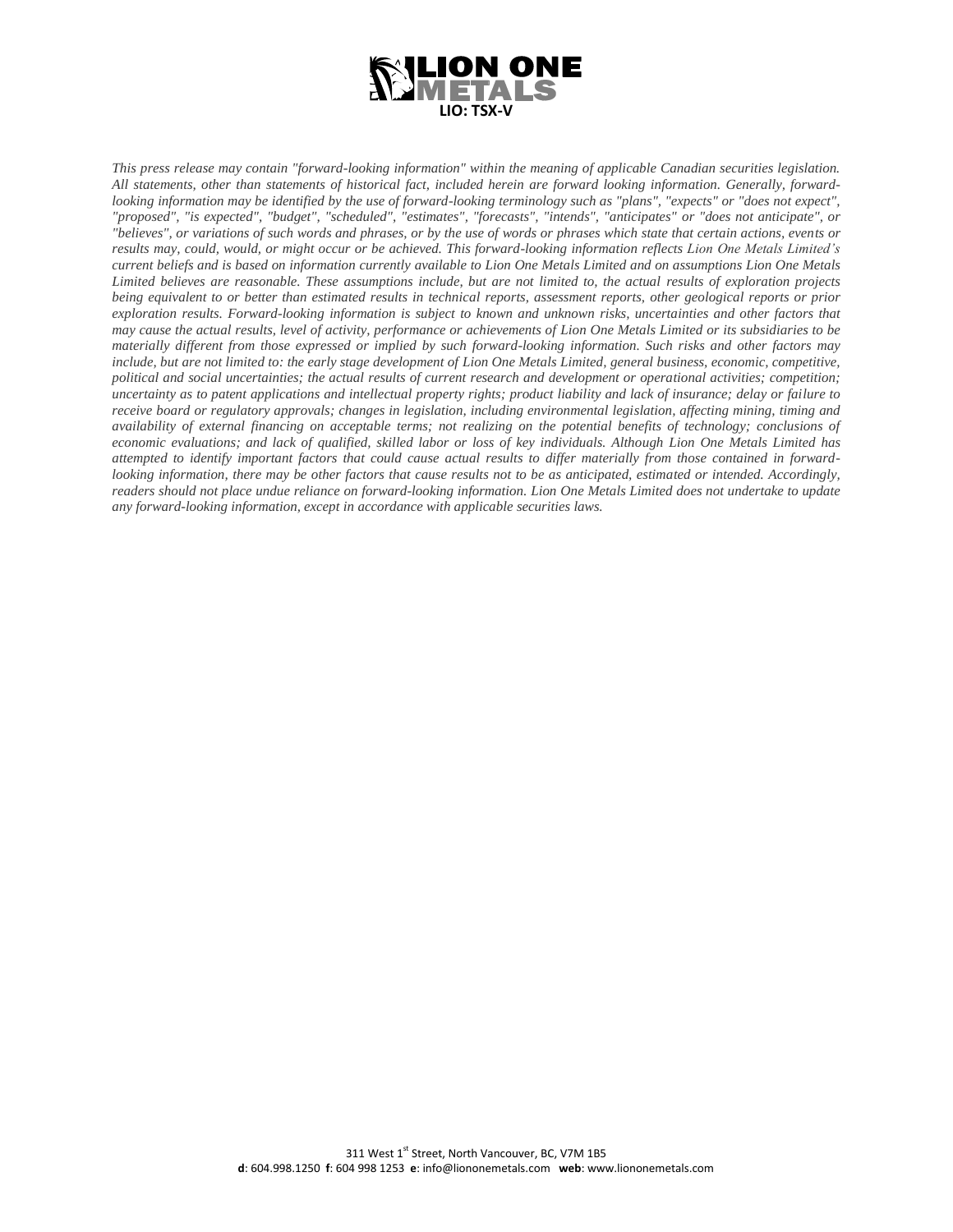*This press release may contain "forward-looking information" within the meaning of applicable Canadian securities legislation. All statements, other than statements of historical fact, included herein are forward looking information. Generally, forward-looking information may be identified by the use of forward-looking terminology such as "plans", "expects" or "does not expect", "proposed", "is expected", "budget", "scheduled", "estimates", "forecasts", "intends", "anticipates" or "does not anticipate", or "believes", or variations of such words and phrases, or by the use of words or phrases which state that certain actions, events or results may, could, would, or might occur or be achieved. This forward-looking information reflects Lion One Metals Limited's current beliefs and is based on information currently available to Lion One Metals Limited and on assumptions Lion One Metals Limited believes are reasonable. These assumptions include, but are not limited to, the actual results of exploration projects being equivalent to or better than estimated results in technical reports, assessment reports, other geological reports or prior exploration results. Forward-looking information is subject to known and unknown risks, uncertainties and other factors that may cause the actual results, level of activity, performance or achievements of Lion One Metals Limited or its subsidiaries to be materially different from those expressed or implied by such forward-looking information. Such risks and other factors may include, but are not limited to: the early stage development of Lion One Metals Limited, general business, economic, competitive, political and social uncertainties; the actual results of current research and development or operational activities; competition; uncertainty as to patent applications and intellectual property rights; product liability and lack of insurance; delay or failure to receive board or regulatory approvals; changes in legislation, including environmental legislation, affecting mining, timing and availability of external financing on acceptable terms; not realizing on the potential benefits of technology; conclusions of economic evaluations; and lack of qualified, skilled labor or loss of key individuals. Although Lion One Metals Limited has attempted to identify important factors that could cause actual results to differ materially from those contained in forward-looking information, there may be other factors that cause results not to be as anticipated, estimated or intended. Accordingly, readers should not place undue reliance on forward-looking information. Lion One Metals Limited does not undertake to update any forward-looking information, except in accordance with applicable securities laws.*